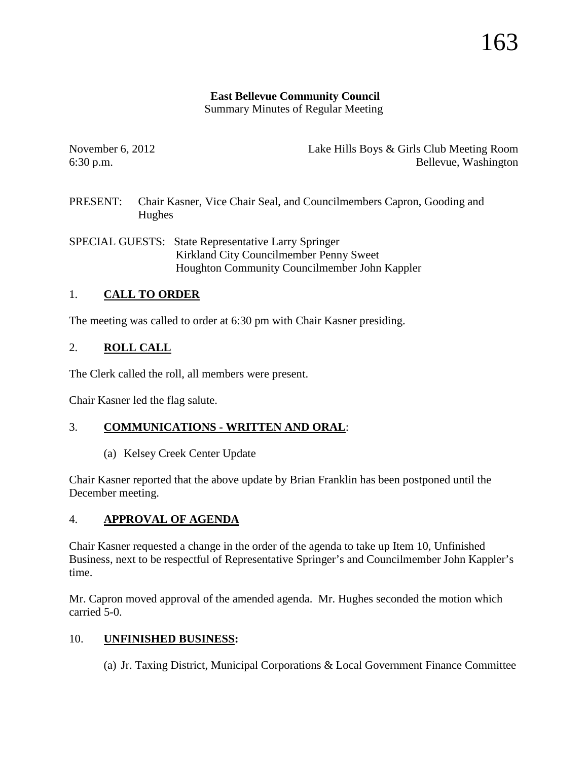**East Bellevue Community Council**
Summary Minutes of Regular Meeting

November 6, 2012 — Lake Hills Boys & Girls Club Meeting Room
6:30 p.m. — Bellevue, Washington

PRESENT: Chair Kasner, Vice Chair Seal, and Councilmembers Capron, Gooding and Hughes

SPECIAL GUESTS: State Representative Larry Springer
Kirkland City Councilmember Penny Sweet
Houghton Community Councilmember John Kappler

## 1. **CALL TO ORDER**

The meeting was called to order at 6:30 pm with Chair Kasner presiding.

## 2. **ROLL CALL**

The Clerk called the roll, all members were present.

Chair Kasner led the flag salute.

## 3. **COMMUNICATIONS - WRITTEN AND ORAL**:

(a) Kelsey Creek Center Update

Chair Kasner reported that the above update by Brian Franklin has been postponed until the December meeting.

## 4. **APPROVAL OF AGENDA**

Chair Kasner requested a change in the order of the agenda to take up Item 10, Unfinished Business, next to be respectful of Representative Springer's and Councilmember John Kappler's time.

Mr. Capron moved approval of the amended agenda. Mr. Hughes seconded the motion which carried 5-0.

## 10. **UNFINISHED BUSINESS:**

(a) Jr. Taxing District, Municipal Corporations & Local Government Finance Committee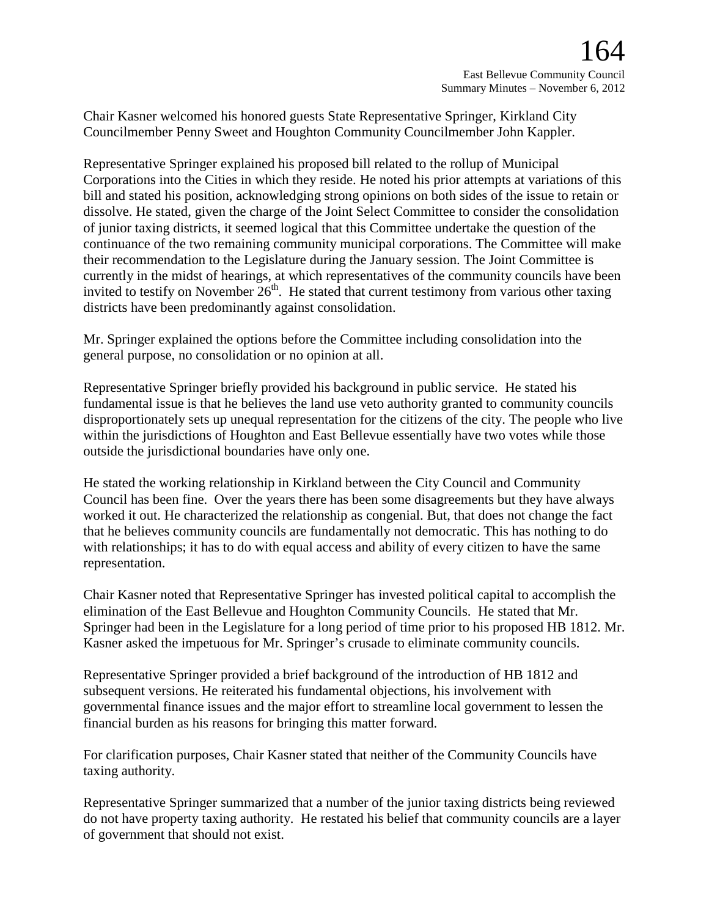Chair Kasner welcomed his honored guests State Representative Springer, Kirkland City Councilmember Penny Sweet and Houghton Community Councilmember John Kappler.

Representative Springer explained his proposed bill related to the rollup of Municipal Corporations into the Cities in which they reside. He noted his prior attempts at variations of this bill and stated his position, acknowledging strong opinions on both sides of the issue to retain or dissolve. He stated, given the charge of the Joint Select Committee to consider the consolidation of junior taxing districts, it seemed logical that this Committee undertake the question of the continuance of the two remaining community municipal corporations. The Committee will make their recommendation to the Legislature during the January session. The Joint Committee is currently in the midst of hearings, at which representatives of the community councils have been invited to testify on November 26th. He stated that current testimony from various other taxing districts have been predominantly against consolidation.

Mr. Springer explained the options before the Committee including consolidation into the general purpose, no consolidation or no opinion at all.

Representative Springer briefly provided his background in public service. He stated his fundamental issue is that he believes the land use veto authority granted to community councils disproportionately sets up unequal representation for the citizens of the city. The people who live within the jurisdictions of Houghton and East Bellevue essentially have two votes while those outside the jurisdictional boundaries have only one.

He stated the working relationship in Kirkland between the City Council and Community Council has been fine. Over the years there has been some disagreements but they have always worked it out. He characterized the relationship as congenial. But, that does not change the fact that he believes community councils are fundamentally not democratic. This has nothing to do with relationships; it has to do with equal access and ability of every citizen to have the same representation.

Chair Kasner noted that Representative Springer has invested political capital to accomplish the elimination of the East Bellevue and Houghton Community Councils. He stated that Mr. Springer had been in the Legislature for a long period of time prior to his proposed HB 1812. Mr. Kasner asked the impetuous for Mr. Springer's crusade to eliminate community councils.

Representative Springer provided a brief background of the introduction of HB 1812 and subsequent versions. He reiterated his fundamental objections, his involvement with governmental finance issues and the major effort to streamline local government to lessen the financial burden as his reasons for bringing this matter forward.

For clarification purposes, Chair Kasner stated that neither of the Community Councils have taxing authority.

Representative Springer summarized that a number of the junior taxing districts being reviewed do not have property taxing authority. He restated his belief that community councils are a layer of government that should not exist.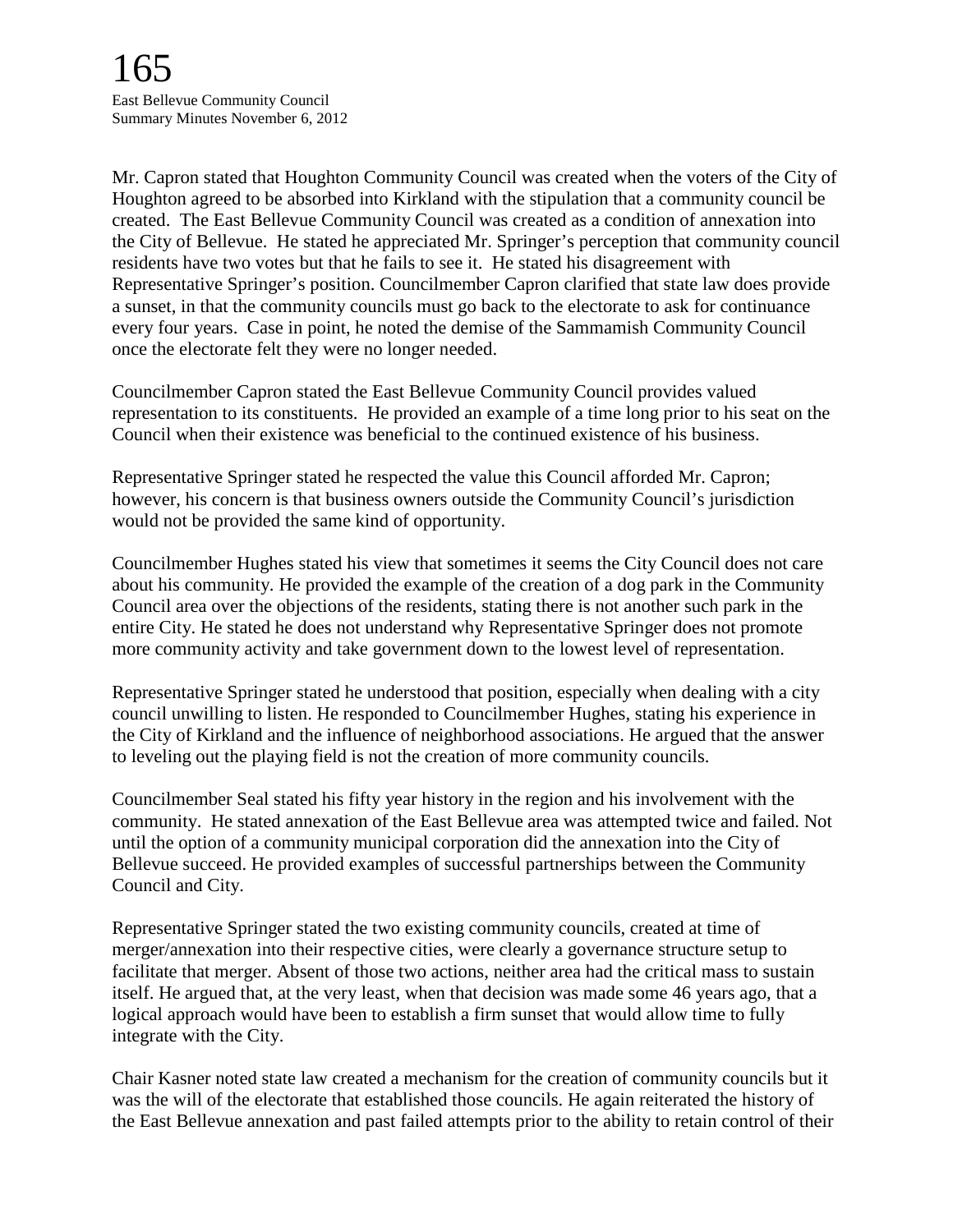Mr. Capron stated that Houghton Community Council was created when the voters of the City of Houghton agreed to be absorbed into Kirkland with the stipulation that a community council be created. The East Bellevue Community Council was created as a condition of annexation into the City of Bellevue. He stated he appreciated Mr. Springer's perception that community council residents have two votes but that he fails to see it. He stated his disagreement with Representative Springer's position. Councilmember Capron clarified that state law does provide a sunset, in that the community councils must go back to the electorate to ask for continuance every four years. Case in point, he noted the demise of the Sammamish Community Council once the electorate felt they were no longer needed.

Councilmember Capron stated the East Bellevue Community Council provides valued representation to its constituents. He provided an example of a time long prior to his seat on the Council when their existence was beneficial to the continued existence of his business.

Representative Springer stated he respected the value this Council afforded Mr. Capron; however, his concern is that business owners outside the Community Council's jurisdiction would not be provided the same kind of opportunity.

Councilmember Hughes stated his view that sometimes it seems the City Council does not care about his community. He provided the example of the creation of a dog park in the Community Council area over the objections of the residents, stating there is not another such park in the entire City. He stated he does not understand why Representative Springer does not promote more community activity and take government down to the lowest level of representation.

Representative Springer stated he understood that position, especially when dealing with a city council unwilling to listen. He responded to Councilmember Hughes, stating his experience in the City of Kirkland and the influence of neighborhood associations. He argued that the answer to leveling out the playing field is not the creation of more community councils.

Councilmember Seal stated his fifty year history in the region and his involvement with the community. He stated annexation of the East Bellevue area was attempted twice and failed. Not until the option of a community municipal corporation did the annexation into the City of Bellevue succeed. He provided examples of successful partnerships between the Community Council and City.

Representative Springer stated the two existing community councils, created at time of merger/annexation into their respective cities, were clearly a governance structure setup to facilitate that merger. Absent of those two actions, neither area had the critical mass to sustain itself. He argued that, at the very least, when that decision was made some 46 years ago, that a logical approach would have been to establish a firm sunset that would allow time to fully integrate with the City.

Chair Kasner noted state law created a mechanism for the creation of community councils but it was the will of the electorate that established those councils. He again reiterated the history of the East Bellevue annexation and past failed attempts prior to the ability to retain control of their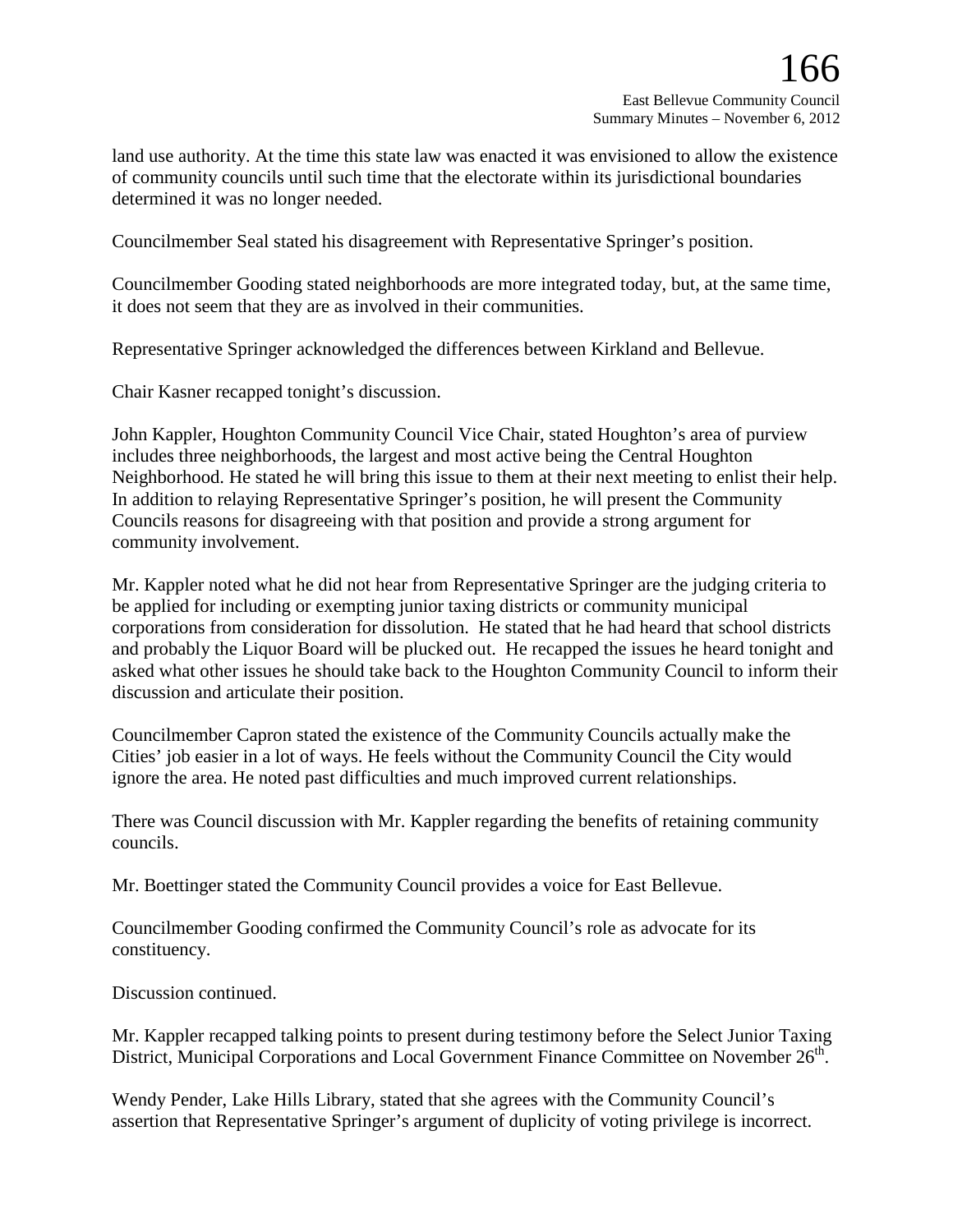land use authority. At the time this state law was enacted it was envisioned to allow the existence of community councils until such time that the electorate within its jurisdictional boundaries determined it was no longer needed.

Councilmember Seal stated his disagreement with Representative Springer's position.

Councilmember Gooding stated neighborhoods are more integrated today, but, at the same time, it does not seem that they are as involved in their communities.

Representative Springer acknowledged the differences between Kirkland and Bellevue.

Chair Kasner recapped tonight's discussion.

John Kappler, Houghton Community Council Vice Chair, stated Houghton's area of purview includes three neighborhoods, the largest and most active being the Central Houghton Neighborhood. He stated he will bring this issue to them at their next meeting to enlist their help. In addition to relaying Representative Springer's position, he will present the Community Councils reasons for disagreeing with that position and provide a strong argument for community involvement.

Mr. Kappler noted what he did not hear from Representative Springer are the judging criteria to be applied for including or exempting junior taxing districts or community municipal corporations from consideration for dissolution. He stated that he had heard that school districts and probably the Liquor Board will be plucked out. He recapped the issues he heard tonight and asked what other issues he should take back to the Houghton Community Council to inform their discussion and articulate their position.

Councilmember Capron stated the existence of the Community Councils actually make the Cities' job easier in a lot of ways. He feels without the Community Council the City would ignore the area. He noted past difficulties and much improved current relationships.

There was Council discussion with Mr. Kappler regarding the benefits of retaining community councils.

Mr. Boettinger stated the Community Council provides a voice for East Bellevue.

Councilmember Gooding confirmed the Community Council's role as advocate for its constituency.

Discussion continued.

Mr. Kappler recapped talking points to present during testimony before the Select Junior Taxing District, Municipal Corporations and Local Government Finance Committee on November 26th.

Wendy Pender, Lake Hills Library, stated that she agrees with the Community Council's assertion that Representative Springer's argument of duplicity of voting privilege is incorrect.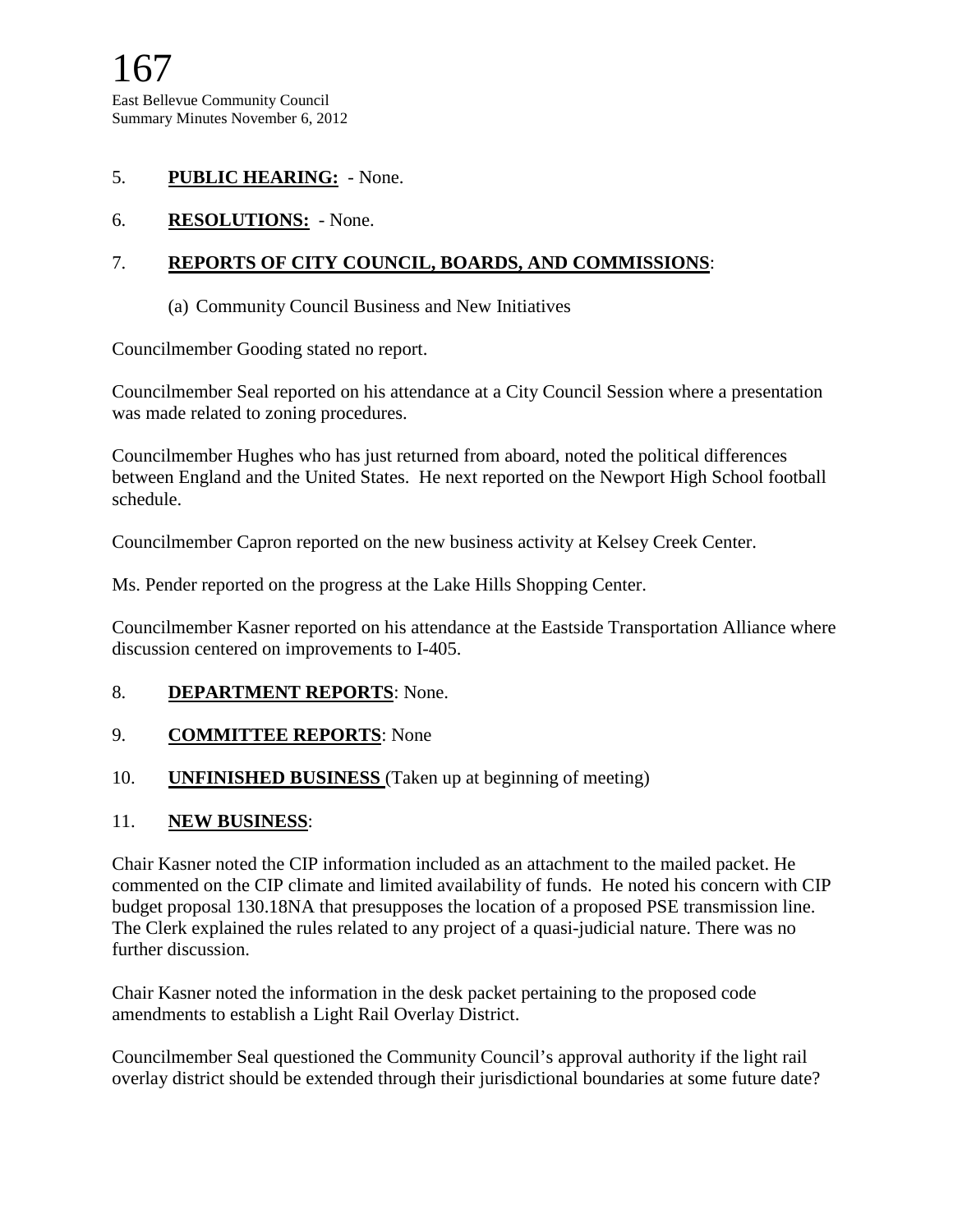5. **PUBLIC HEARING:** - None.

6. **RESOLUTIONS:** - None.

7. **REPORTS OF CITY COUNCIL, BOARDS, AND COMMISSIONS**:

   (a) Community Council Business and New Initiatives

Councilmember Gooding stated no report.

Councilmember Seal reported on his attendance at a City Council Session where a presentation was made related to zoning procedures.

Councilmember Hughes who has just returned from aboard, noted the political differences between England and the United States. He next reported on the Newport High School football schedule.

Councilmember Capron reported on the new business activity at Kelsey Creek Center.

Ms. Pender reported on the progress at the Lake Hills Shopping Center.

Councilmember Kasner reported on his attendance at the Eastside Transportation Alliance where discussion centered on improvements to I-405.

8. **DEPARTMENT REPORTS**: None.

9. **COMMITTEE REPORTS**: None

10. **UNFINISHED BUSINESS** (Taken up at beginning of meeting)

11. **NEW BUSINESS**:

Chair Kasner noted the CIP information included as an attachment to the mailed packet. He commented on the CIP climate and limited availability of funds. He noted his concern with CIP budget proposal 130.18NA that presupposes the location of a proposed PSE transmission line. The Clerk explained the rules related to any project of a quasi-judicial nature. There was no further discussion.

Chair Kasner noted the information in the desk packet pertaining to the proposed code amendments to establish a Light Rail Overlay District.

Councilmember Seal questioned the Community Council's approval authority if the light rail overlay district should be extended through their jurisdictional boundaries at some future date?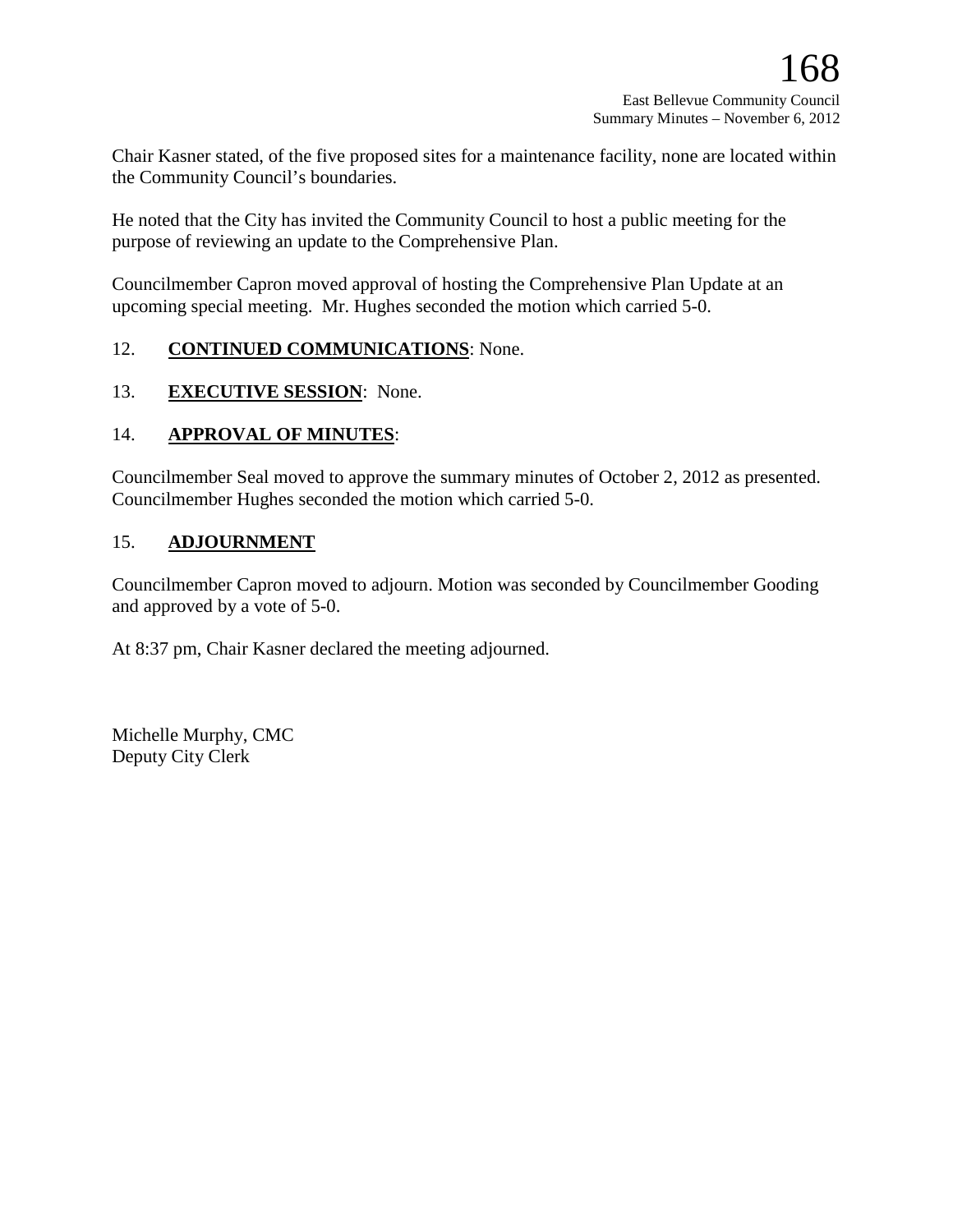Chair Kasner stated, of the five proposed sites for a maintenance facility, none are located within the Community Council's boundaries.

He noted that the City has invited the Community Council to host a public meeting for the purpose of reviewing an update to the Comprehensive Plan.

Councilmember Capron moved approval of hosting the Comprehensive Plan Update at an upcoming special meeting. Mr. Hughes seconded the motion which carried 5-0.

12. **CONTINUED COMMUNICATIONS**: None.

13. **EXECUTIVE SESSION**: None.

14. **APPROVAL OF MINUTES**:

Councilmember Seal moved to approve the summary minutes of October 2, 2012 as presented. Councilmember Hughes seconded the motion which carried 5-0.

15. **ADJOURNMENT**

Councilmember Capron moved to adjourn. Motion was seconded by Councilmember Gooding and approved by a vote of 5-0.

At 8:37 pm, Chair Kasner declared the meeting adjourned.

Michelle Murphy, CMC
Deputy City Clerk